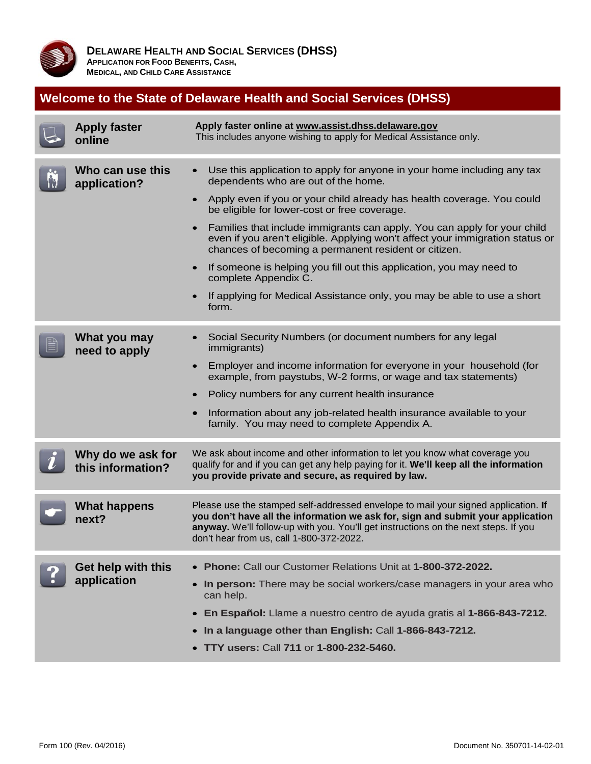# DELAWARE HEALTH AND SOCIAL SERVICES (DHSS)

**APPLICATION FOR FOOD BENEFITS, CASH, MEDICAL, AND CHILD CARE ASSISTANCE**

## Welcome to the State of Delaware Health and Social Services (DHSS)

### Apply faster online

**Apply faster online at www.assist.dhss.delaware.gov**
This includes anyone wishing to apply for Medical Assistance only.

### Who can use this application?

- Use this application to apply for anyone in your home including any tax dependents who are out of the home.
- Apply even if you or your child already has health coverage. You could be eligible for lower-cost or free coverage.
- Families that include immigrants can apply. You can apply for your child even if you aren't eligible. Applying won't affect your immigration status or chances of becoming a permanent resident or citizen.
- If someone is helping you fill out this application, you may need to complete Appendix C.
- If applying for Medical Assistance only, you may be able to use a short form.

### What you may need to apply

- Social Security Numbers (or document numbers for any legal immigrants)
- Employer and income information for everyone in your household (for example, from paystubs, W-2 forms, or wage and tax statements)
- Policy numbers for any current health insurance
- Information about any job-related health insurance available to your family. You may need to complete Appendix A.

### Why do we ask for this information?

We ask about income and other information to let you know what coverage you qualify for and if you can get any help paying for it. **We'll keep all the information you provide private and secure, as required by law.**

### What happens next?

Please use the stamped self-addressed envelope to mail your signed application. **If you don't have all the information we ask for, sign and submit your application anyway.** We'll follow-up with you. You'll get instructions on the next steps. If you don't hear from us, call 1-800-372-2022.

### Get help with this application

- **Phone:** Call our Customer Relations Unit at **1-800-372-2022.**
- **In person:** There may be social workers/case managers in your area who can help.
- **En Español:** Llame a nuestro centro de ayuda gratis al **1-866-843-7212.**
- **In a language other than English:** Call **1-866-843-7212.**
- **TTY users:** Call **711** or **1-800-232-5460.**

Form 100 (Rev. 04/2016) Document No. 350701-14-02-01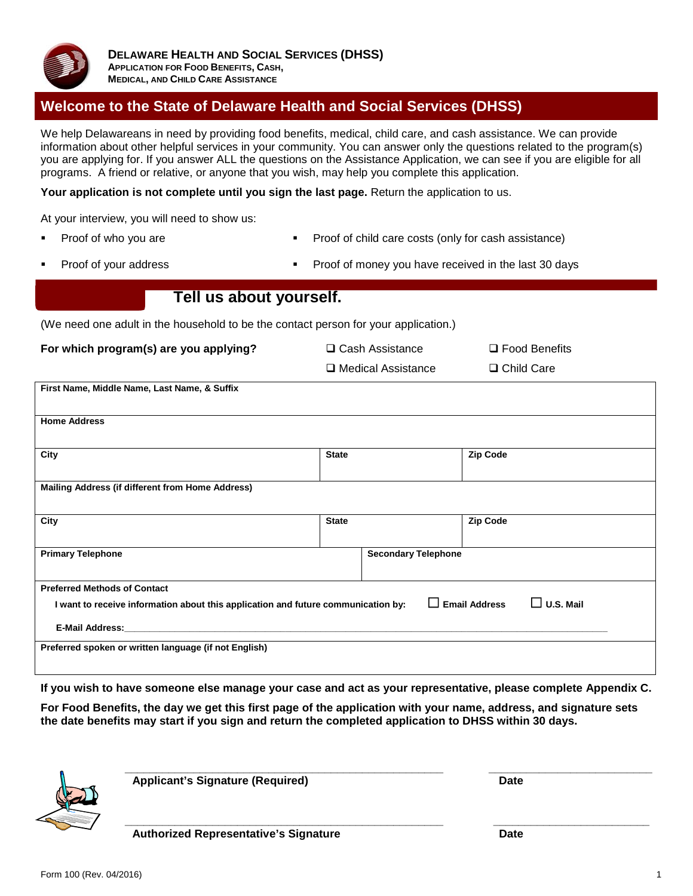**Delaware Health and Social Services (DHSS)**
**Application for Food Benefits, Cash, Medical, and Child Care Assistance**

## Welcome to the State of Delaware Health and Social Services (DHSS)

We help Delawareans in need by providing food benefits, medical, child care, and cash assistance. We can provide information about other helpful services in your community. You can answer only the questions related to the program(s) you are applying for. If you answer ALL the questions on the Assistance Application, we can see if you are eligible for all programs. A friend or relative, or anyone that you wish, may help you complete this application.

**Your application is not complete until you sign the last page.** Return the application to us.

At your interview, you will need to show us:

- Proof of who you are
- Proof of your address
- Proof of child care costs (only for cash assistance)
- Proof of money you have received in the last 30 days

## Tell us about yourself.

(We need one adult in the household to be the contact person for your application.)

**For which program(s) are you applying?**

❑ Cash Assistance ❑ Food Benefits
❑ Medical Assistance ❑ Child Care

| **First Name, Middle Name, Last Name, & Suffix** | | |
|---|---|---|
| **Home Address** | | |
| **City** | **State** | **Zip Code** |
| **Mailing Address (if different from Home Address)** | | |
| **City** | **State** | **Zip Code** |
| **Primary Telephone** | **Secondary Telephone** | |
| **Preferred Methods of Contact** | | |
| **I want to receive information about this application and future communication by:** ☐ **Email Address** ☐ **U.S. Mail** | | |
| **E-Mail Address:**\_\_\_\_\_\_\_\_\_\_\_\_\_\_\_\_\_\_\_\_\_\_\_\_\_\_\_\_\_\_\_\_\_\_\_\_\_\_\_\_ | | |
| **Preferred spoken or written language (if not English)** | | |

**If you wish to have someone else manage your case and act as your representative, please complete Appendix C.**

**For Food Benefits, the day we get this first page of the application with your name, address, and signature sets the date benefits may start if you sign and return the completed application to DHSS within 30 days.**

\_\_\_\_\_\_\_\_\_\_\_\_\_\_\_\_\_\_\_\_\_\_\_\_\_\_\_\_\_\_\_\_\_\_\_\_\_\_\_\_ \_\_\_\_\_\_\_\_\_\_\_\_\_\_\_\_\_\_\_\_
**Applicant's Signature (Required)** **Date**

\_\_\_\_\_\_\_\_\_\_\_\_\_\_\_\_\_\_\_\_\_\_\_\_\_\_\_\_\_\_\_\_\_\_\_\_\_\_\_\_ \_\_\_\_\_\_\_\_\_\_\_\_\_\_\_\_\_\_\_\_
**Authorized Representative's Signature** **Date**

Form 100 (Rev. 04/2016)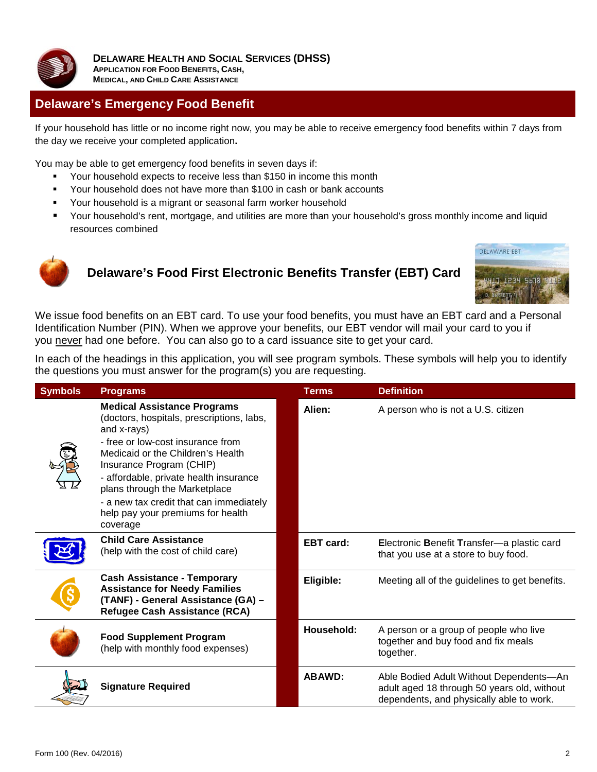## Delaware's Emergency Food Benefit

If your household has little or no income right now, you may be able to receive emergency food benefits within 7 days from the day we receive your completed application**.**

You may be able to get emergency food benefits in seven days if:

- Your household expects to receive less than $150 in income this month
- Your household does not have more than $100 in cash or bank accounts
- Your household is a migrant or seasonal farm worker household
- Your household's rent, mortgage, and utilities are more than your household's gross monthly income and liquid resources combined

## Delaware's Food First Electronic Benefits Transfer (EBT) Card

We issue food benefits on an EBT card. To use your food benefits, you must have an EBT card and a Personal Identification Number (PIN). When we approve your benefits, our EBT vendor will mail your card to you if you never had one before. You can also go to a card issuance site to get your card.

In each of the headings in this application, you will see program symbols. These symbols will help you to identify the questions you must answer for the program(s) you are requesting.

| Symbols | Programs | Terms | Definition |
|---|---|---|---|
| | **Medical Assistance Programs** (doctors, hospitals, prescriptions, labs, and x-rays)<br>- free or low-cost insurance from Medicaid or the Children's Health Insurance Program (CHIP)<br>- affordable, private health insurance plans through the Marketplace<br>- a new tax credit that can immediately help pay your premiums for health coverage | **Alien:** | A person who is not a U.S. citizen |
| | **Child Care Assistance** (help with the cost of child care) | **EBT card:** | **E**lectronic **B**enefit **T**ransfer—a plastic card that you use at a store to buy food. |
| | **Cash Assistance - Temporary Assistance for Needy Families (TANF) - General Assistance (GA) – Refugee Cash Assistance (RCA)** | **Eligible:** | Meeting all of the guidelines to get benefits. |
| | **Food Supplement Program** (help with monthly food expenses) | **Household:** | A person or a group of people who live together and buy food and fix meals together. |
| | **Signature Required** | **ABAWD:** | Able Bodied Adult Without Dependents—An adult aged 18 through 50 years old, without dependents, and physically able to work. |

Form 100 (Rev. 04/2016)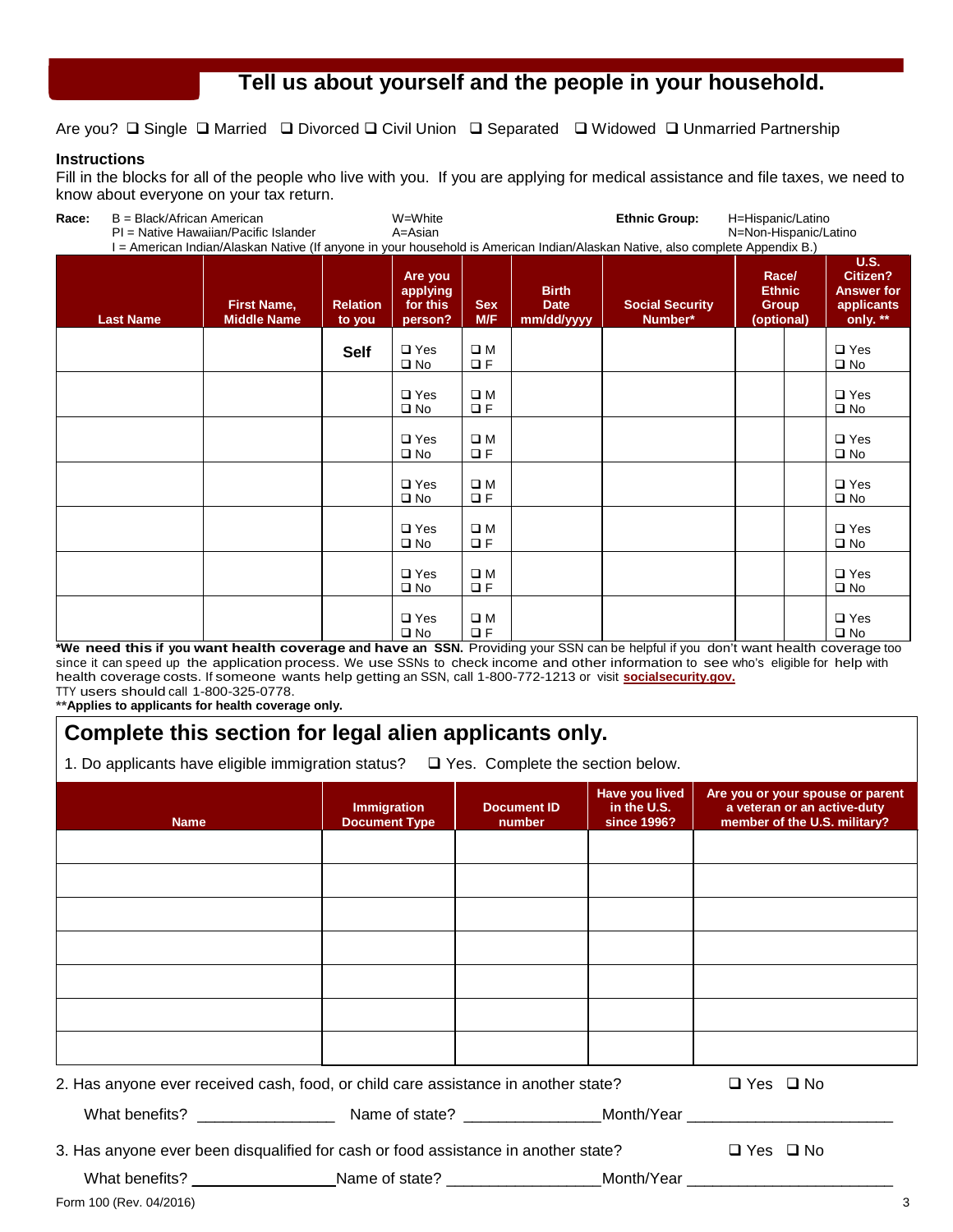## Tell us about yourself and the people in your household.

Are you? ❑ Single ❑ Married ❑ Divorced ❑ Civil Union ❑ Separated ❑ Widowed ❑ Unmarried Partnership

**Instructions**

Fill in the blocks for all of the people who live with you. If you are applying for medical assistance and file taxes, we need to know about everyone on your tax return.

**Race:** B = Black/African American, W=White, PI = Native Hawaiian/Pacific Islander, A=Asian, I = American Indian/Alaskan Native (If anyone in your household is American Indian/Alaskan Native, also complete Appendix B.)

**Ethnic Group:** H=Hispanic/Latino, N=Non-Hispanic/Latino

| Last Name | First Name, Middle Name | Relation to you | Are you applying for this person? | Sex M/F | Birth Date mm/dd/yyyy | Social Security Number* | Race/ Ethnic Group (optional) | | U.S. Citizen? Answer for applicants only. ** |
|---|---|---|---|---|---|---|---|---|---|
| | | **Self** | ❑ Yes ❑ No | ❑ M ❑ F | | | | | ❑ Yes ❑ No |
| | | | ❑ Yes ❑ No | ❑ M ❑ F | | | | | ❑ Yes ❑ No |
| | | | ❑ Yes ❑ No | ❑ M ❑ F | | | | | ❑ Yes ❑ No |
| | | | ❑ Yes ❑ No | ❑ M ❑ F | | | | | ❑ Yes ❑ No |
| | | | ❑ Yes ❑ No | ❑ M ❑ F | | | | | ❑ Yes ❑ No |
| | | | ❑ Yes ❑ No | ❑ M ❑ F | | | | | ❑ Yes ❑ No |
| | | | ❑ Yes ❑ No | ❑ M ❑ F | | | | | ❑ Yes ❑ No |

***We need this if you want health coverage and have an SSN.** Providing your SSN can be helpful if you don't want health coverage too since it can speed up the application process. We use SSNs to check income and other information to see who's eligible for help with health coverage costs. If someone wants help getting an SSN, call 1-800-772-1213 or visit **socialsecurity.gov.** TTY users should call 1-800-325-0778.

****Applies to applicants for health coverage only.**

## Complete this section for legal alien applicants only.

1. Do applicants have eligible immigration status? ❑ Yes. Complete the section below.

| Name | Immigration Document Type | Document ID number | Have you lived in the U.S. since 1996? | Are you or your spouse or parent a veteran or an active-duty member of the U.S. military? |
|---|---|---|---|---|
| | | | | |
| | | | | |
| | | | | |
| | | | | |
| | | | | |
| | | | | |
| | | | | |

2. Has anyone ever received cash, food, or child care assistance in another state? ❑ Yes ❑ No

What benefits? ________________ Name of state? ________________ Month/Year ________________________

3. Has anyone ever been disqualified for cash or food assistance in another state? ❑ Yes ❑ No

What benefits? ________________ Name of state? ________________ Month/Year ________________________

Form 100 (Rev. 04/2016)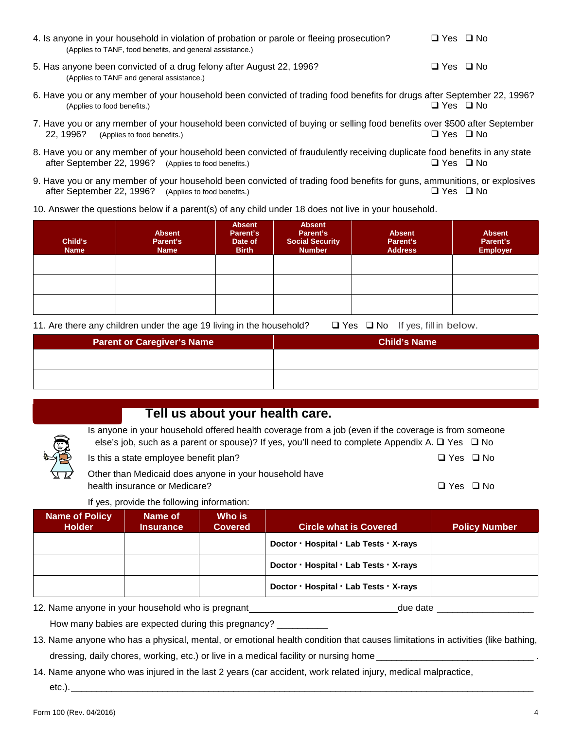4. Is anyone in your household in violation of probation or parole or fleeing prosecution? ❑ Yes ❑ No
   (Applies to TANF, food benefits, and general assistance.)

5. Has anyone been convicted of a drug felony after August 22, 1996? ❑ Yes ❑ No
   (Applies to TANF and general assistance.)

6. Have you or any member of your household been convicted of trading food benefits for drugs after September 22, 1996?
   (Applies to food benefits.) ❑ Yes ❑ No

7. Have you or any member of your household been convicted of buying or selling food benefits over $500 after September 22, 1996? (Applies to food benefits.) ❑ Yes ❑ No

8. Have you or any member of your household been convicted of fraudulently receiving duplicate food benefits in any state after September 22, 1996? (Applies to food benefits.) ❑ Yes ❑ No

9. Have you or any member of your household been convicted of trading food benefits for guns, ammunitions, or explosives after September 22, 1996? (Applies to food benefits.) ❑ Yes ❑ No

10. Answer the questions below if a parent(s) of any child under 18 does not live in your household.

| Child's Name | Absent Parent's Name | Absent Parent's Date of Birth | Absent Parent's Social Security Number | Absent Parent's Address | Absent Parent's Employer |
|---|---|---|---|---|---|
| | | | | | |
| | | | | | |
| | | | | | |

11. Are there any children under the age 19 living in the household? ❑ Yes ❑ No If yes, fill in below.

| Parent or Caregiver's Name | Child's Name |
|---|---|
| | |
| | |

## Tell us about your health care.

Is anyone in your household offered health coverage from a job (even if the coverage is from someone else's job, such as a parent or spouse)? If yes, you'll need to complete Appendix A. ❑ Yes ❑ No

Is this a state employee benefit plan? ❑ Yes ❑ No

Other than Medicaid does anyone in your household have health insurance or Medicare? ❑ Yes ❑ No

If yes, provide the following information:

| Name of Policy Holder | Name of Insurance | Who is Covered | Circle what is Covered | Policy Number |
|---|---|---|---|---|
| | | | Doctor · Hospital · Lab Tests · X-rays | |
| | | | Doctor · Hospital · Lab Tests · X-rays | |
| | | | Doctor · Hospital · Lab Tests · X-rays | |

12. Name anyone in your household who is pregnant____________________________due date __________________

    How many babies are expected during this pregnancy? __________

13. Name anyone who has a physical, mental, or emotional health condition that causes limitations in activities (like bathing, dressing, daily chores, working, etc.) or live in a medical facility or nursing home______________________________ .

14. Name anyone who was injured in the last 2 years (car accident, work related injury, medical malpractice, etc.).______________________________________________________________________________

Form 100 (Rev. 04/2016)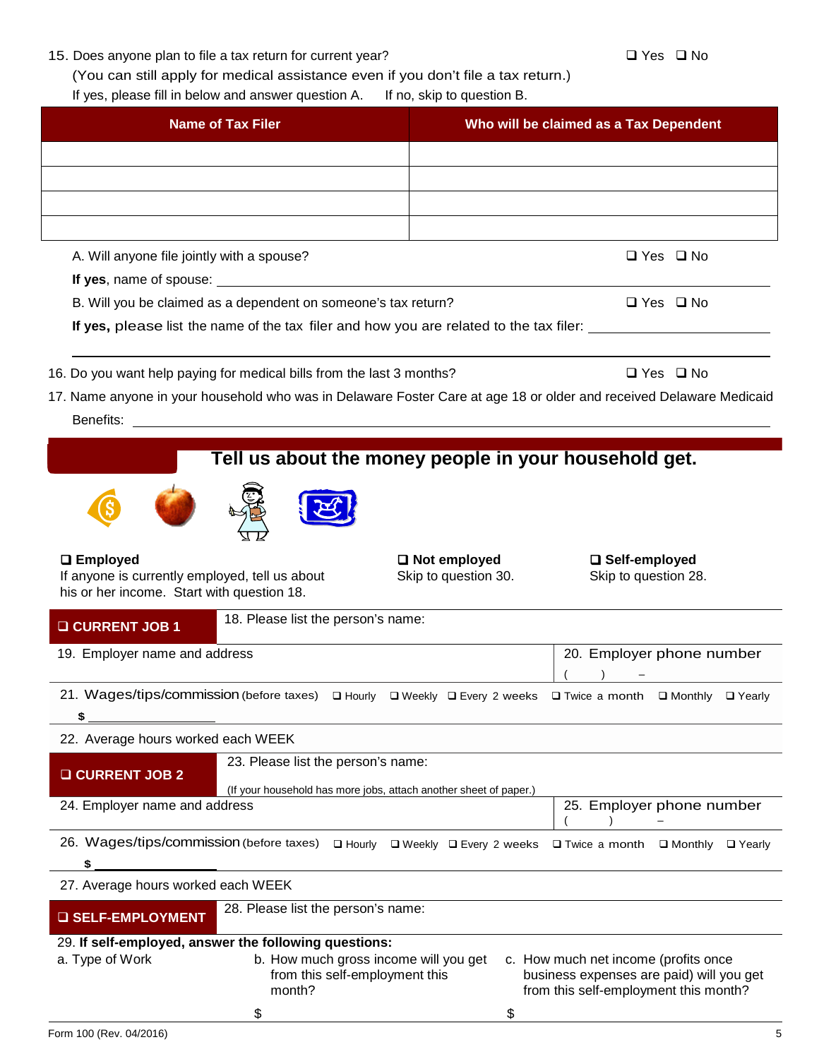15. Does anyone plan to file a tax return for current year? ❑ Yes ❑ No

(You can still apply for medical assistance even if you don't file a tax return.)

If yes, please fill in below and answer question A. If no, skip to question B.

| Name of Tax Filer | Who will be claimed as a Tax Dependent |
|---|---|
| | |
| | |
| | |
| | |

A. Will anyone file jointly with a spouse? ❑ Yes ❑ No

**If yes**, name of spouse: ______________________________

B. Will you be claimed as a dependent on someone's tax return? ❑ Yes ❑ No

**If yes,** please list the name of the tax filer and how you are related to the tax filer: ______________________________

16. Do you want help paying for medical bills from the last 3 months? ❑ Yes ❑ No

17. Name anyone in your household who was in Delaware Foster Care at age 18 or older and received Delaware Medicaid Benefits: ______________________________

## Tell us about the money people in your household get.

❑ **Employed**
If anyone is currently employed, tell us about his or her income. Start with question 18.

❑ **Not employed**
Skip to question 30.

❑ **Self-employed**
Skip to question 28.

**❑ CURRENT JOB 1**

18. Please list the person's name:

19. Employer name and address

20. Employer phone number
( ) –

21. Wages/tips/commission (before taxes) ❑ Hourly ❑ Weekly ❑ Every 2 weeks ❑ Twice a month ❑ Monthly ❑ Yearly

$ ______________

22. Average hours worked each WEEK

**❑ CURRENT JOB 2**

23. Please list the person's name:

(If your household has more jobs, attach another sheet of paper.)

24. Employer name and address

25. Employer phone number
( ) –

26. Wages/tips/commission (before taxes) ❑ Hourly ❑ Weekly ❑ Every 2 weeks ❑ Twice a month ❑ Monthly ❑ Yearly

$ ______________

27. Average hours worked each WEEK

**❑ SELF-EMPLOYMENT**

28. Please list the person's name:

29. **If self-employed, answer the following questions:**

a. Type of Work

b. How much gross income will you get from this self-employment this month?

$

c. How much net income (profits once business expenses are paid) will you get from this self-employment this month?

$

Form 100 (Rev. 04/2016)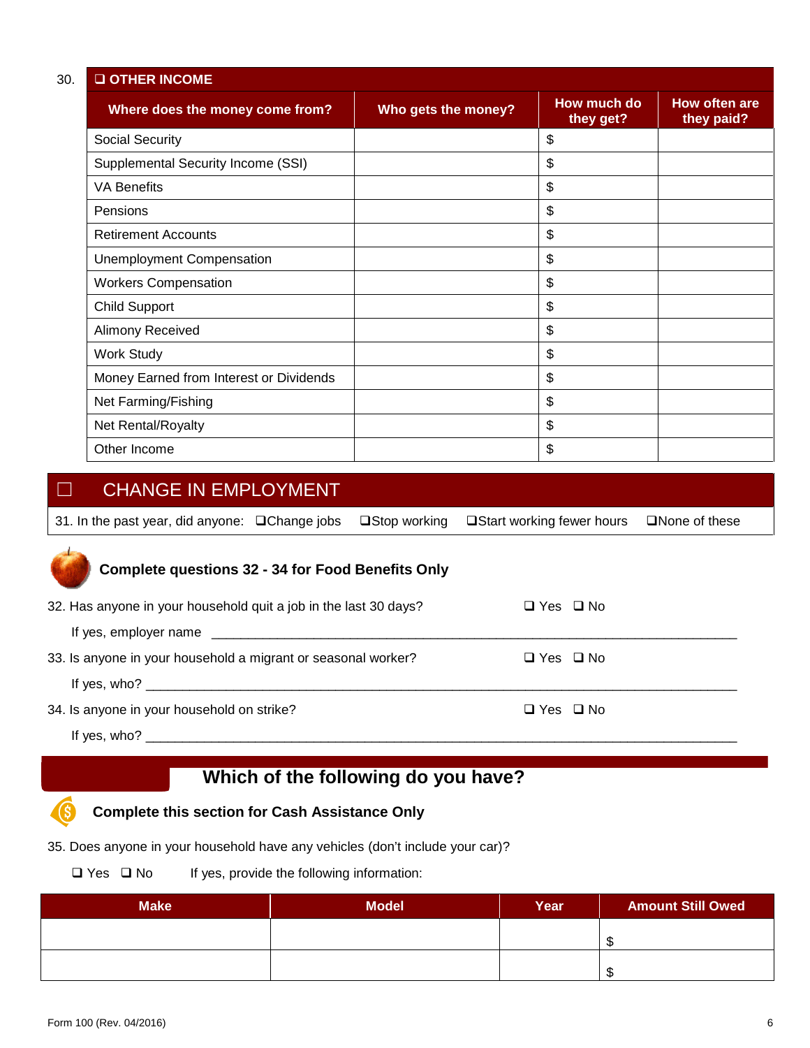30. ❑ **OTHER INCOME**

| Where does the money come from? | Who gets the money? | How much do they get? | How often are they paid? |
|---|---|---|---|
| Social Security | | $ | |
| Supplemental Security Income (SSI) | | $ | |
| VA Benefits | | $ | |
| Pensions | | $ | |
| Retirement Accounts | | $ | |
| Unemployment Compensation | | $ | |
| Workers Compensation | | $ | |
| Child Support | | $ | |
| Alimony Received | | $ | |
| Work Study | | $ | |
| Money Earned from Interest or Dividends | | $ | |
| Net Farming/Fishing | | $ | |
| Net Rental/Royalty | | $ | |
| Other Income | | $ | |

## ☐ CHANGE IN EMPLOYMENT

31. In the past year, did anyone: ❑Change jobs ❑Stop working ❑Start working fewer hours ❑None of these

**Complete questions 32 - 34 for Food Benefits Only**

32. Has anyone in your household quit a job in the last 30 days? ❑ Yes ❑ No

If yes, employer name ______________________________________________________________

33. Is anyone in your household a migrant or seasonal worker? ❑ Yes ❑ No

If yes, who? ______________________________________________________________

34. Is anyone in your household on strike? ❑ Yes ❑ No

If yes, who? ______________________________________________________________

## Which of the following do you have?

**Complete this section for Cash Assistance Only**

35. Does anyone in your household have any vehicles (don't include your car)?

❑ Yes ❑ No If yes, provide the following information:

| Make | Model | Year | Amount Still Owed |
|---|---|---|---|
| | | | $ |
| | | | $ |

Form 100 (Rev. 04/2016)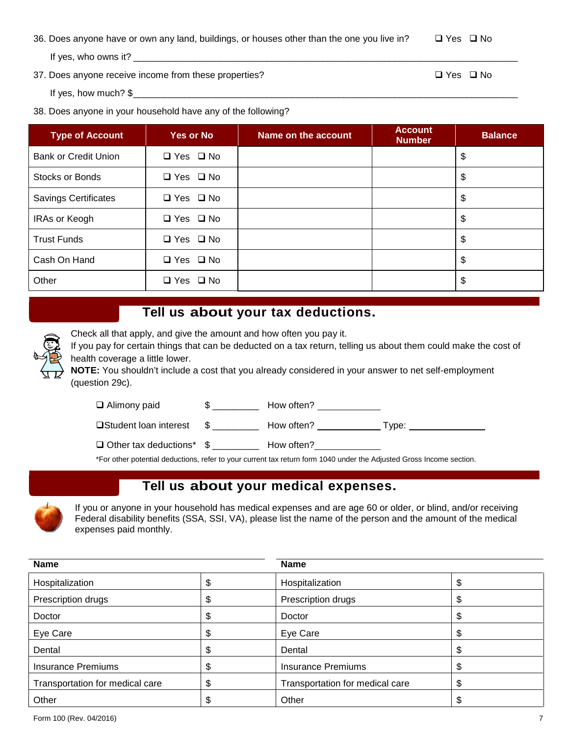36. Does anyone have or own any land, buildings, or houses other than the one you live in? ❑ Yes ❑ No

If yes, who owns it? ______________________________________________________________

37. Does anyone receive income from these properties? ❑ Yes ❑ No

If yes, how much? $______________________________________________________________

38. Does anyone in your household have any of the following?

| Type of Account | Yes or No | Name on the account | Account Number | Balance |
|---|---|---|---|---|
| Bank or Credit Union | ❑ Yes ❑ No | | | $ |
| Stocks or Bonds | ❑ Yes ❑ No | | | $ |
| Savings Certificates | ❑ Yes ❑ No | | | $ |
| IRAs or Keogh | ❑ Yes ❑ No | | | $ |
| Trust Funds | ❑ Yes ❑ No | | | $ |
| Cash On Hand | ❑ Yes ❑ No | | | $ |
| Other | ❑ Yes ❑ No | | | $ |

## Tell us about your tax deductions.

Check all that apply, and give the amount and how often you pay it.
If you pay for certain things that can be deducted on a tax return, telling us about them could make the cost of health coverage a little lower.
**NOTE:** You shouldn't include a cost that you already considered in your answer to net self-employment (question 29c).

❑ Alimony paid $ _________ How often? ____________

❑ Student loan interest $ _________ How often? ____________ Type: ______________

❑ Other tax deductions* $ _________ How often? ____________

*For other potential deductions, refer to your current tax return form 1040 under the Adjusted Gross Income section.

## Tell us about your medical expenses.

If you or anyone in your household has medical expenses and are age 60 or older, or blind, and/or receiving Federal disability benefits (SSA, SSI, VA), please list the name of the person and the amount of the medical expenses paid monthly.

| Name | | Name | |
|---|---|---|---|
| Hospitalization | $ | Hospitalization | $ |
| Prescription drugs | $ | Prescription drugs | $ |
| Doctor | $ | Doctor | $ |
| Eye Care | $ | Eye Care | $ |
| Dental | $ | Dental | $ |
| Insurance Premiums | $ | Insurance Premiums | $ |
| Transportation for medical care | $ | Transportation for medical care | $ |
| Other | $ | Other | $ |

Form 100 (Rev. 04/2016)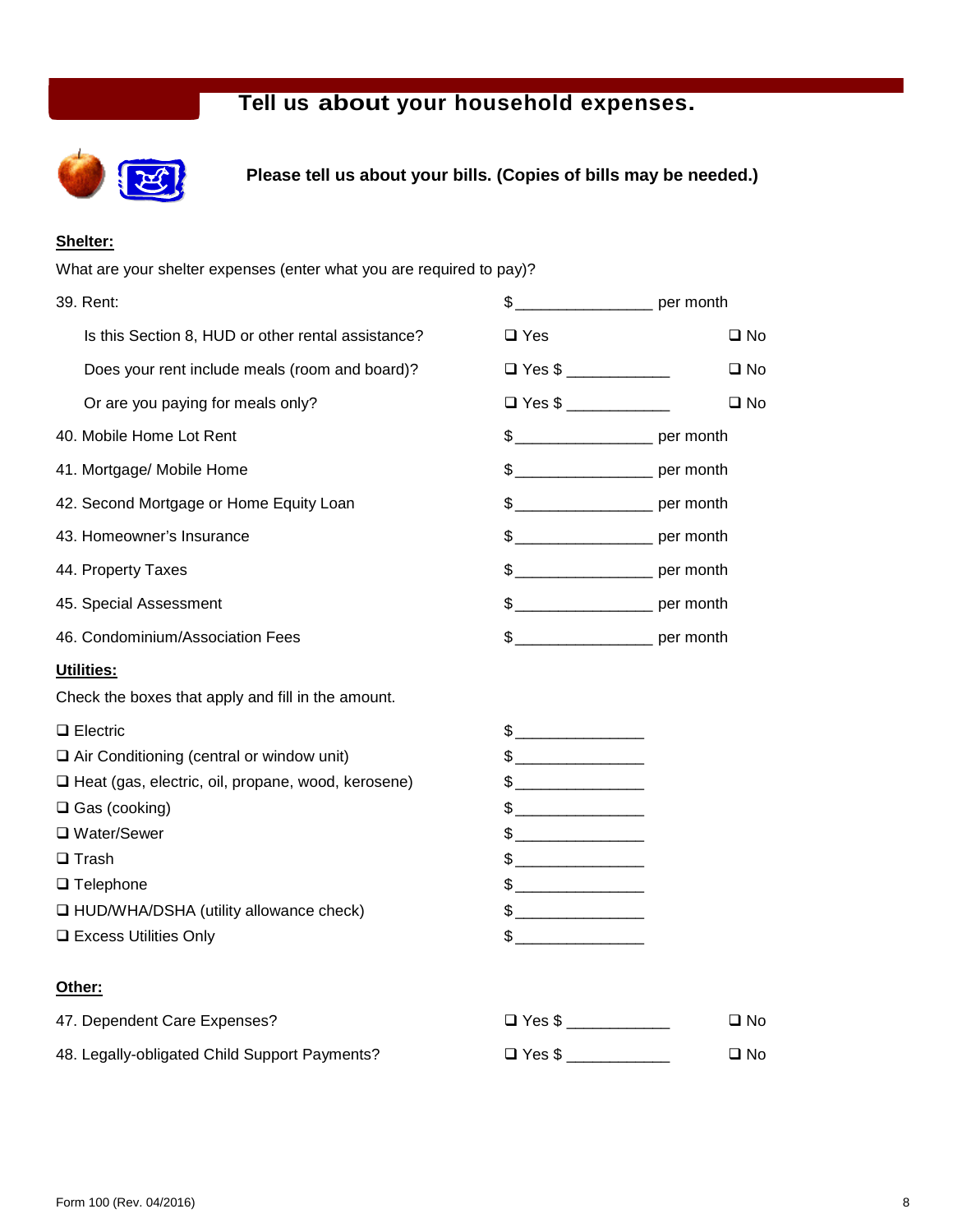## Tell us about your household expenses.

**Please tell us about your bills. (Copies of bills may be needed.)**

**Shelter:**

What are your shelter expenses (enter what you are required to pay)?

| | | |
|---|---|---|
| 39. Rent: | $ ________________ per month | |
| Is this Section 8, HUD or other rental assistance? | ❑ Yes | ❑ No |
| Does your rent include meals (room and board)? | ❑ Yes $ ____________ | ❑ No |
| Or are you paying for meals only? | ❑ Yes $ ____________ | ❑ No |
| 40. Mobile Home Lot Rent | $ ________________ per month | |
| 41. Mortgage/ Mobile Home | $ ________________ per month | |
| 42. Second Mortgage or Home Equity Loan | $ ________________ per month | |
| 43. Homeowner's Insurance | $ ________________ per month | |
| 44. Property Taxes | $ ________________ per month | |
| 45. Special Assessment | $ ________________ per month | |
| 46. Condominium/Association Fees | $ ________________ per month | |

**Utilities:**

Check the boxes that apply and fill in the amount.

| | |
|---|---|
| ❑ Electric | $ _______________ |
| ❑ Air Conditioning (central or window unit) | $ _______________ |
| ❑ Heat (gas, electric, oil, propane, wood, kerosene) | $ _______________ |
| ❑ Gas (cooking) | $ _______________ |
| ❑ Water/Sewer | $ _______________ |
| ❑ Trash | $ _______________ |
| ❑ Telephone | $ _______________ |
| ❑ HUD/WHA/DSHA (utility allowance check) | $ _______________ |
| ❑ Excess Utilities Only | $ _______________ |

**Other:**

| | | |
|---|---|---|
| 47. Dependent Care Expenses? | ❑ Yes $ ____________ | ❑ No |
| 48. Legally-obligated Child Support Payments? | ❑ Yes $ ____________ | ❑ No |

Form 100 (Rev. 04/2016)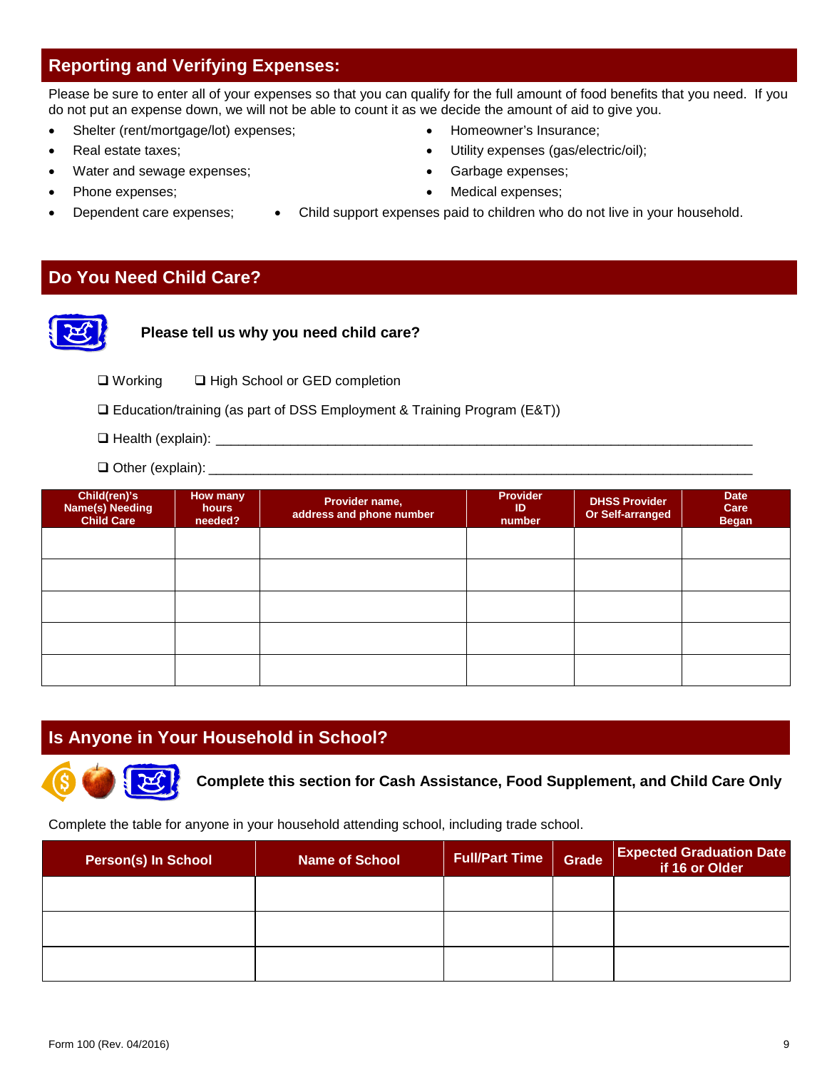## Reporting and Verifying Expenses:

Please be sure to enter all of your expenses so that you can qualify for the full amount of food benefits that you need. If you do not put an expense down, we will not be able to count it as we decide the amount of aid to give you.

- Shelter (rent/mortgage/lot) expenses;
- Real estate taxes;
- Water and sewage expenses;
- Phone expenses;
- Dependent care expenses;
- Homeowner's Insurance;
- Utility expenses (gas/electric/oil);
- Garbage expenses;
- Medical expenses;
- Child support expenses paid to children who do not live in your household.

## Do You Need Child Care?

**Please tell us why you need child care?**

❑ Working ❑ High School or GED completion

❑ Education/training (as part of DSS Employment & Training Program (E&T))

❑ Health (explain): ___________________________________________________________________________

❑ Other (explain): ___________________________________________________________________________

| Child(ren)'s Name(s) Needing Child Care | How many hours needed? | Provider name, address and phone number | Provider ID number | DHSS Provider Or Self-arranged | Date Care Began |
|---|---|---|---|---|---|
| | | | | | |
| | | | | | |
| | | | | | |
| | | | | | |
| | | | | | |

## Is Anyone in Your Household in School?

**Complete this section for Cash Assistance, Food Supplement, and Child Care Only**

Complete the table for anyone in your household attending school, including trade school.

| Person(s) In School | Name of School | Full/Part Time | Grade | Expected Graduation Date if 16 or Older |
|---|---|---|---|---|
| | | | | |
| | | | | |
| | | | | |

Form 100 (Rev. 04/2016)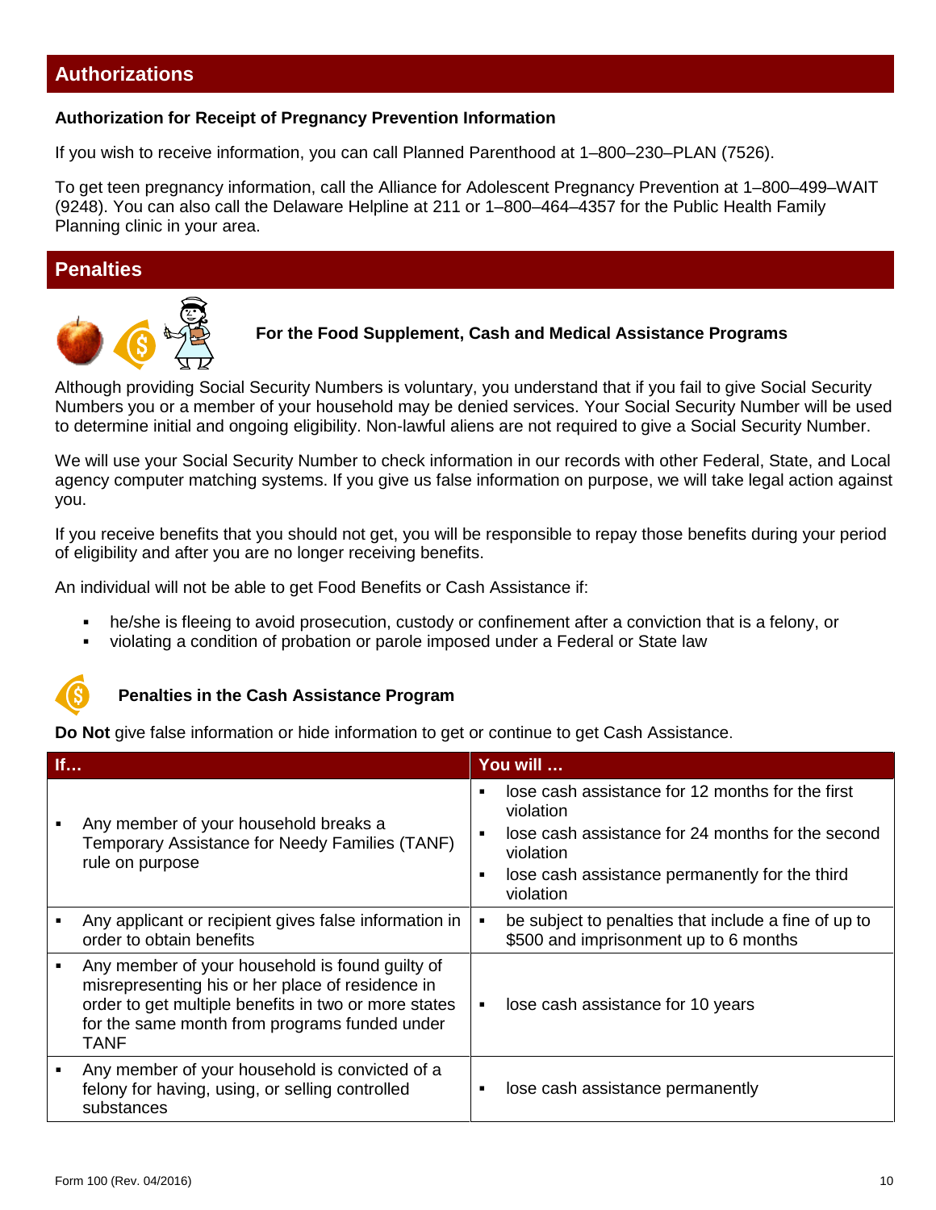## Authorizations

**Authorization for Receipt of Pregnancy Prevention Information**

If you wish to receive information, you can call Planned Parenthood at 1–800–230–PLAN (7526).

To get teen pregnancy information, call the Alliance for Adolescent Pregnancy Prevention at 1–800–499–WAIT (9248). You can also call the Delaware Helpline at 211 or 1–800–464–4357 for the Public Health Family Planning clinic in your area.

## Penalties

**For the Food Supplement, Cash and Medical Assistance Programs**

Although providing Social Security Numbers is voluntary, you understand that if you fail to give Social Security Numbers you or a member of your household may be denied services. Your Social Security Number will be used to determine initial and ongoing eligibility. Non-lawful aliens are not required to give a Social Security Number.

We will use your Social Security Number to check information in our records with other Federal, State, and Local agency computer matching systems. If you give us false information on purpose, we will take legal action against you.

If you receive benefits that you should not get, you will be responsible to repay those benefits during your period of eligibility and after you are no longer receiving benefits.

An individual will not be able to get Food Benefits or Cash Assistance if:

- he/she is fleeing to avoid prosecution, custody or confinement after a conviction that is a felony, or
- violating a condition of probation or parole imposed under a Federal or State law

**Penalties in the Cash Assistance Program**

**Do Not** give false information or hide information to get or continue to get Cash Assistance.

| If… | You will … |
|---|---|
| Any member of your household breaks a Temporary Assistance for Needy Families (TANF) rule on purpose | ▪ lose cash assistance for 12 months for the first violation<br>▪ lose cash assistance for 24 months for the second violation<br>▪ lose cash assistance permanently for the third violation |
| Any applicant or recipient gives false information in order to obtain benefits | be subject to penalties that include a fine of up to $500 and imprisonment up to 6 months |
| Any member of your household is found guilty of misrepresenting his or her place of residence in order to get multiple benefits in two or more states for the same month from programs funded under TANF | lose cash assistance for 10 years |
| Any member of your household is convicted of a felony for having, using, or selling controlled substances | lose cash assistance permanently |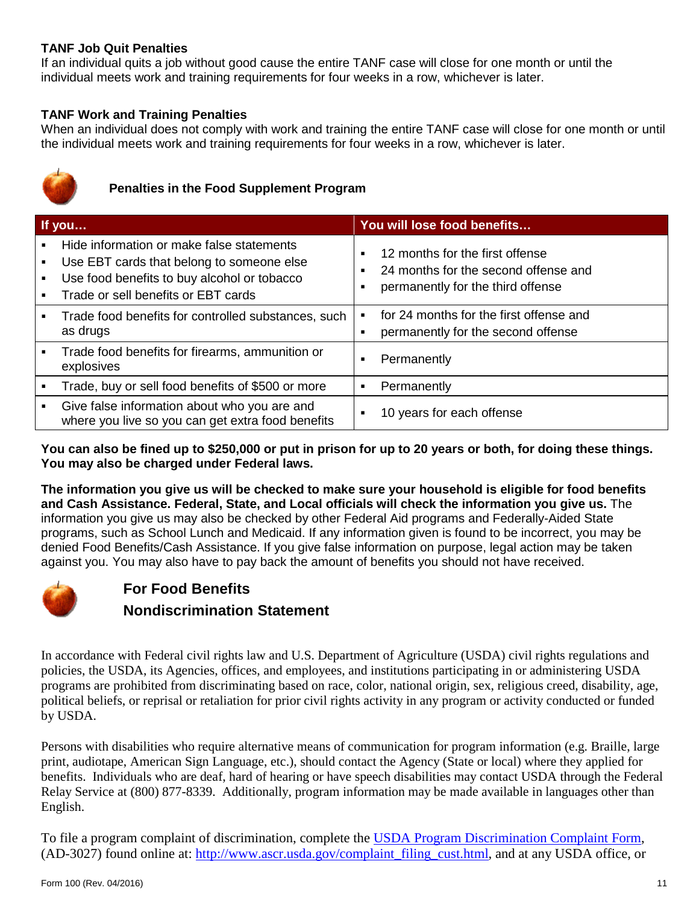### TANF Job Quit Penalties

If an individual quits a job without good cause the entire TANF case will close for one month or until the individual meets work and training requirements for four weeks in a row, whichever is later.

### TANF Work and Training Penalties

When an individual does not comply with work and training the entire TANF case will close for one month or until the individual meets work and training requirements for four weeks in a row, whichever is later.

### Penalties in the Food Supplement Program

| If you… | You will lose food benefits… |
|---|---|
| ▪ Hide information or make false statements<br>▪ Use EBT cards that belong to someone else<br>▪ Use food benefits to buy alcohol or tobacco<br>▪ Trade or sell benefits or EBT cards | ▪ 12 months for the first offense<br>▪ 24 months for the second offense and<br>▪ permanently for the third offense |
| ▪ Trade food benefits for controlled substances, such as drugs | ▪ for 24 months for the first offense and<br>▪ permanently for the second offense |
| ▪ Trade food benefits for firearms, ammunition or explosives | ▪ Permanently |
| ▪ Trade, buy or sell food benefits of $500 or more | ▪ Permanently |
| ▪ Give false information about who you are and where you live so you can get extra food benefits | ▪ 10 years for each offense |

**You can also be fined up to $250,000 or put in prison for up to 20 years or both, for doing these things. You may also be charged under Federal laws.**

**The information you give us will be checked to make sure your household is eligible for food benefits and Cash Assistance. Federal, State, and Local officials will check the information you give us.** The information you give us may also be checked by other Federal Aid programs and Federally-Aided State programs, such as School Lunch and Medicaid. If any information given is found to be incorrect, you may be denied Food Benefits/Cash Assistance. If you give false information on purpose, legal action may be taken against you. You may also have to pay back the amount of benefits you should not have received.

## For Food Benefits
## Nondiscrimination Statement

In accordance with Federal civil rights law and U.S. Department of Agriculture (USDA) civil rights regulations and policies, the USDA, its Agencies, offices, and employees, and institutions participating in or administering USDA programs are prohibited from discriminating based on race, color, national origin, sex, religious creed, disability, age, political beliefs, or reprisal or retaliation for prior civil rights activity in any program or activity conducted or funded by USDA.

Persons with disabilities who require alternative means of communication for program information (e.g. Braille, large print, audiotape, American Sign Language, etc.), should contact the Agency (State or local) where they applied for benefits. Individuals who are deaf, hard of hearing or have speech disabilities may contact USDA through the Federal Relay Service at (800) 877-8339. Additionally, program information may be made available in languages other than English.

To file a program complaint of discrimination, complete the [USDA Program Discrimination Complaint Form](http://www.ascr.usda.gov/complaint_filing_cust.html), (AD-3027) found online at: [http://www.ascr.usda.gov/complaint_filing_cust.html](http://www.ascr.usda.gov/complaint_filing_cust.html), and at any USDA office, or

Form 100 (Rev. 04/2016)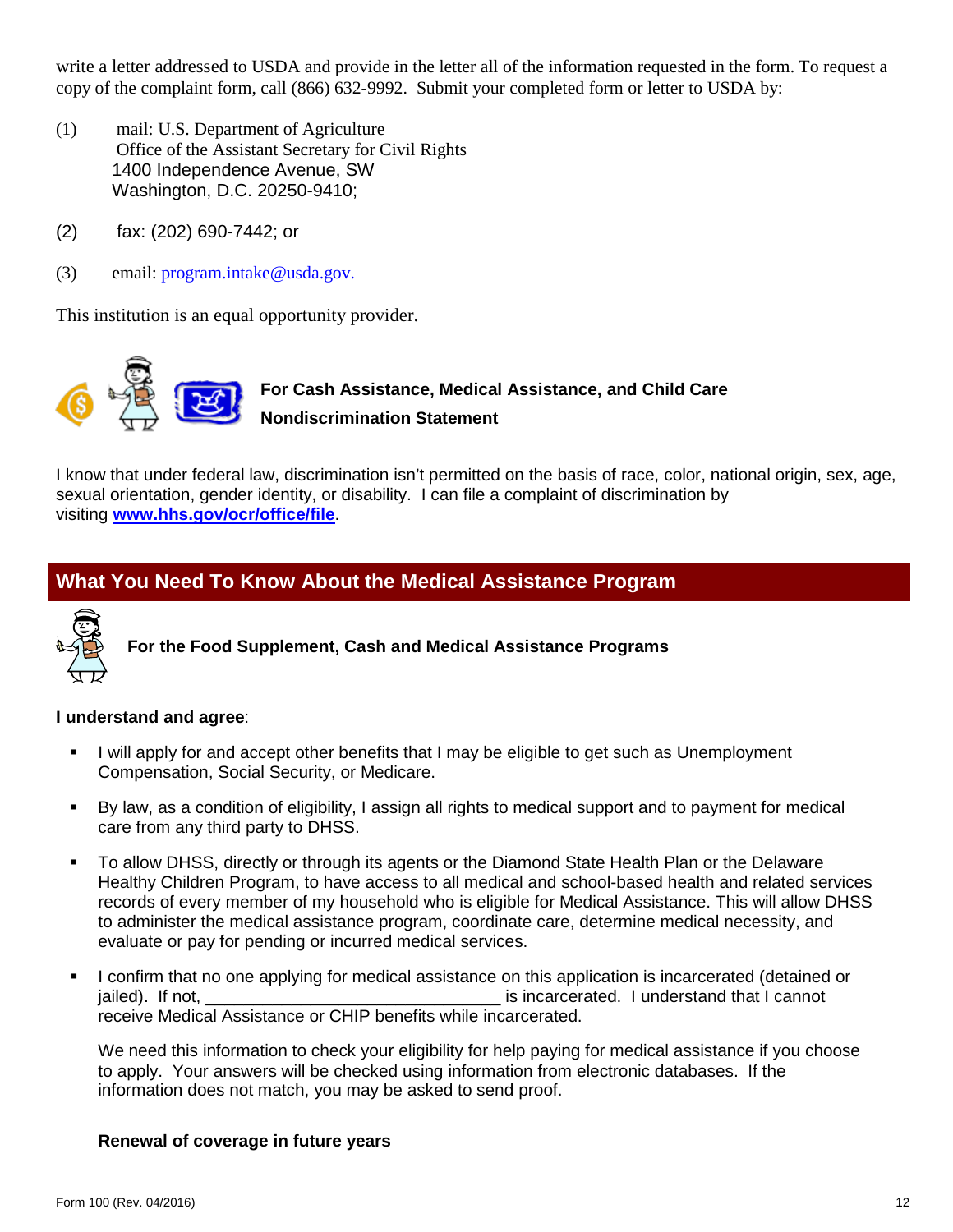write a letter addressed to USDA and provide in the letter all of the information requested in the form. To request a copy of the complaint form, call (866) 632-9992. Submit your completed form or letter to USDA by:

(1) mail: U.S. Department of Agriculture
Office of the Assistant Secretary for Civil Rights
1400 Independence Avenue, SW
Washington, D.C. 20250-9410;

(2) fax: (202) 690-7442; or

(3) email: program.intake@usda.gov.

This institution is an equal opportunity provider.

**For Cash Assistance, Medical Assistance, and Child Care**

**Nondiscrimination Statement**

I know that under federal law, discrimination isn't permitted on the basis of race, color, national origin, sex, age, sexual orientation, gender identity, or disability. I can file a complaint of discrimination by visiting **www.hhs.gov/ocr/office/file**.

## What You Need To Know About the Medical Assistance Program

**For the Food Supplement, Cash and Medical Assistance Programs**

**I understand and agree**:

- I will apply for and accept other benefits that I may be eligible to get such as Unemployment Compensation, Social Security, or Medicare.
- By law, as a condition of eligibility, I assign all rights to medical support and to payment for medical care from any third party to DHSS.
- To allow DHSS, directly or through its agents or the Diamond State Health Plan or the Delaware Healthy Children Program, to have access to all medical and school-based health and related services records of every member of my household who is eligible for Medical Assistance. This will allow DHSS to administer the medical assistance program, coordinate care, determine medical necessity, and evaluate or pay for pending or incurred medical services.
- I confirm that no one applying for medical assistance on this application is incarcerated (detained or jailed). If not, ________________________________ is incarcerated. I understand that I cannot receive Medical Assistance or CHIP benefits while incarcerated.

  We need this information to check your eligibility for help paying for medical assistance if you choose to apply. Your answers will be checked using information from electronic databases. If the information does not match, you may be asked to send proof.

  **Renewal of coverage in future years**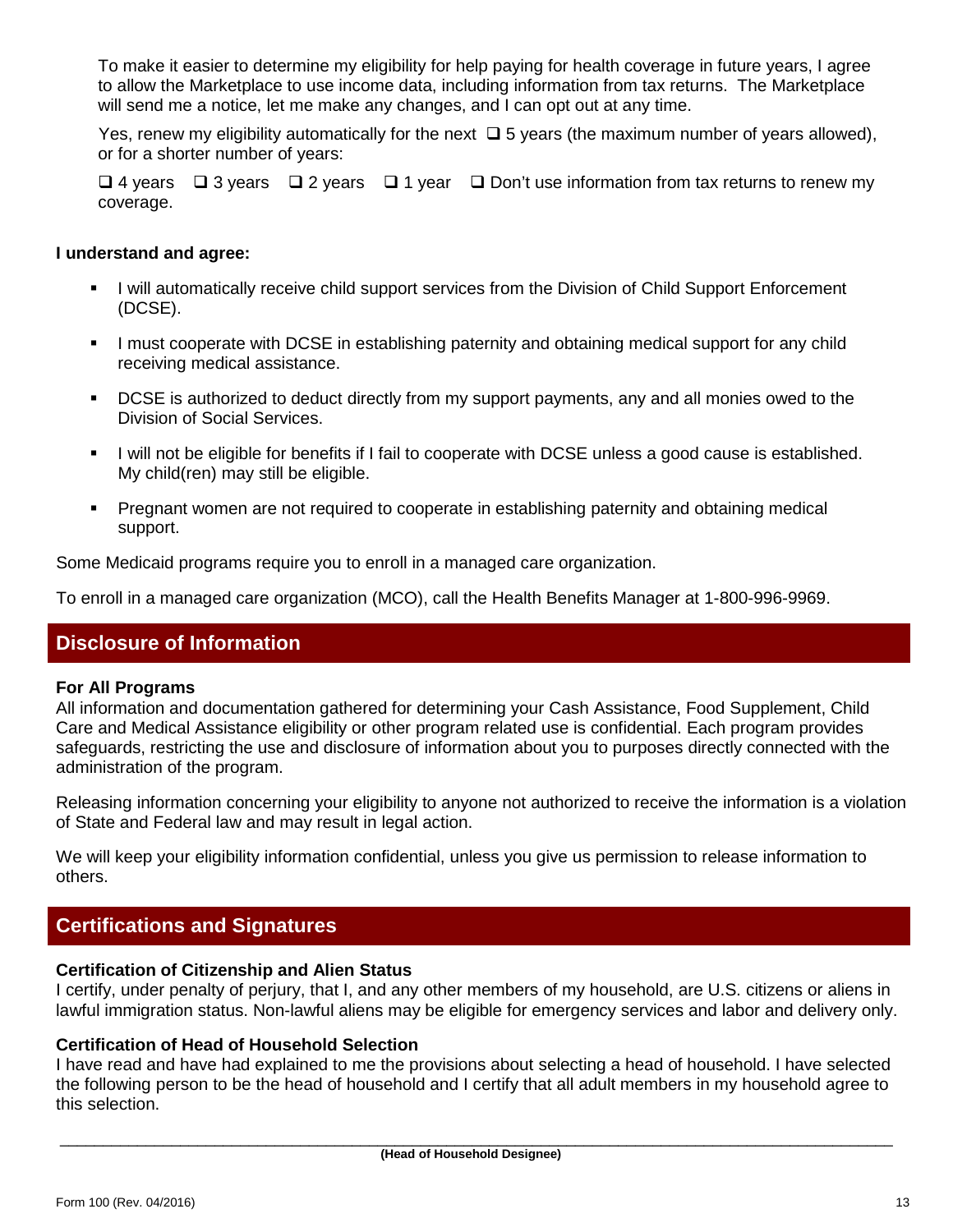To make it easier to determine my eligibility for help paying for health coverage in future years, I agree to allow the Marketplace to use income data, including information from tax returns. The Marketplace will send me a notice, let me make any changes, and I can opt out at any time.

Yes, renew my eligibility automatically for the next ❑ 5 years (the maximum number of years allowed), or for a shorter number of years:

❑ 4 years ❑ 3 years ❑ 2 years ❑ 1 year ❑ Don't use information from tax returns to renew my coverage.

**I understand and agree:**

- I will automatically receive child support services from the Division of Child Support Enforcement (DCSE).
- I must cooperate with DCSE in establishing paternity and obtaining medical support for any child receiving medical assistance.
- DCSE is authorized to deduct directly from my support payments, any and all monies owed to the Division of Social Services.
- I will not be eligible for benefits if I fail to cooperate with DCSE unless a good cause is established. My child(ren) may still be eligible.
- Pregnant women are not required to cooperate in establishing paternity and obtaining medical support.

Some Medicaid programs require you to enroll in a managed care organization.

To enroll in a managed care organization (MCO), call the Health Benefits Manager at 1-800-996-9969.

## Disclosure of Information

**For All Programs**
All information and documentation gathered for determining your Cash Assistance, Food Supplement, Child Care and Medical Assistance eligibility or other program related use is confidential. Each program provides safeguards, restricting the use and disclosure of information about you to purposes directly connected with the administration of the program.

Releasing information concerning your eligibility to anyone not authorized to receive the information is a violation of State and Federal law and may result in legal action.

We will keep your eligibility information confidential, unless you give us permission to release information to others.

## Certifications and Signatures

**Certification of Citizenship and Alien Status**
I certify, under penalty of perjury, that I, and any other members of my household, are U.S. citizens or aliens in lawful immigration status. Non-lawful aliens may be eligible for emergency services and labor and delivery only.

**Certification of Head of Household Selection**
I have read and have had explained to me the provisions about selecting a head of household. I have selected the following person to be the head of household and I certify that all adult members in my household agree to this selection.

\_\_\_\_\_\_\_\_\_\_\_\_\_\_\_\_\_\_\_\_\_\_\_\_\_\_\_\_\_\_\_\_\_\_\_\_\_\_\_\_\_\_\_\_\_\_\_\_\_\_\_\_\_\_\_\_\_\_\_\_\_\_\_\_\_\_\_\_\_\_
**(Head of Household Designee)**

Form 100 (Rev. 04/2016)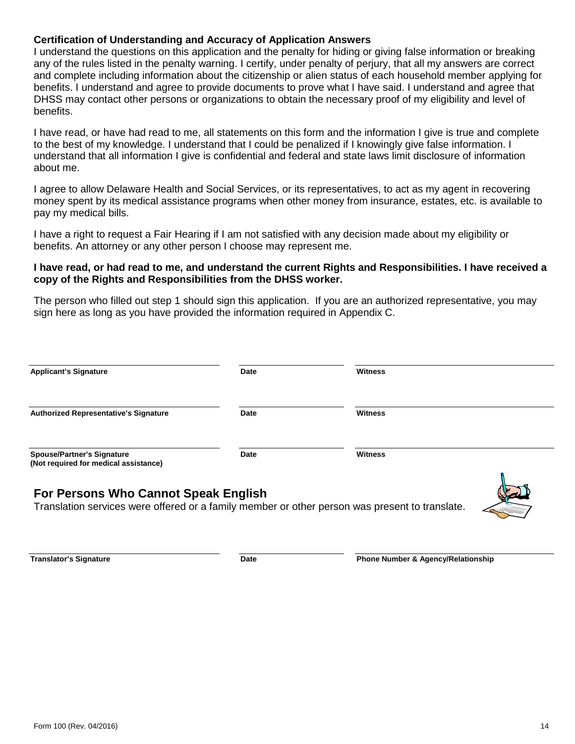**Certification of Understanding and Accuracy of Application Answers**

I understand the questions on this application and the penalty for hiding or giving false information or breaking any of the rules listed in the penalty warning. I certify, under penalty of perjury, that all my answers are correct and complete including information about the citizenship or alien status of each household member applying for benefits. I understand and agree to provide documents to prove what I have said. I understand and agree that DHSS may contact other persons or organizations to obtain the necessary proof of my eligibility and level of benefits.

I have read, or have had read to me, all statements on this form and the information I give is true and complete to the best of my knowledge. I understand that I could be penalized if I knowingly give false information. I understand that all information I give is confidential and federal and state laws limit disclosure of information about me.

I agree to allow Delaware Health and Social Services, or its representatives, to act as my agent in recovering money spent by its medical assistance programs when other money from insurance, estates, etc. is available to pay my medical bills.

I have a right to request a Fair Hearing if I am not satisfied with any decision made about my eligibility or benefits. An attorney or any other person I choose may represent me.

**I have read, or had read to me, and understand the current Rights and Responsibilities. I have received a copy of the Rights and Responsibilities from the DHSS worker.**

The person who filled out step 1 should sign this application. If you are an authorized representative, you may sign here as long as you have provided the information required in Appendix C.

| | | |
|---|---|---|
| **Applicant's Signature** | **Date** | **Witness** |
| **Authorized Representative's Signature** | **Date** | **Witness** |
| **Spouse/Partner's Signature (Not required for medical assistance)** | **Date** | **Witness** |

## For Persons Who Cannot Speak English

Translation services were offered or a family member or other person was present to translate.

| | | |
|---|---|---|
| **Translator's Signature** | **Date** | **Phone Number & Agency/Relationship** |

Form 100 (Rev. 04/2016)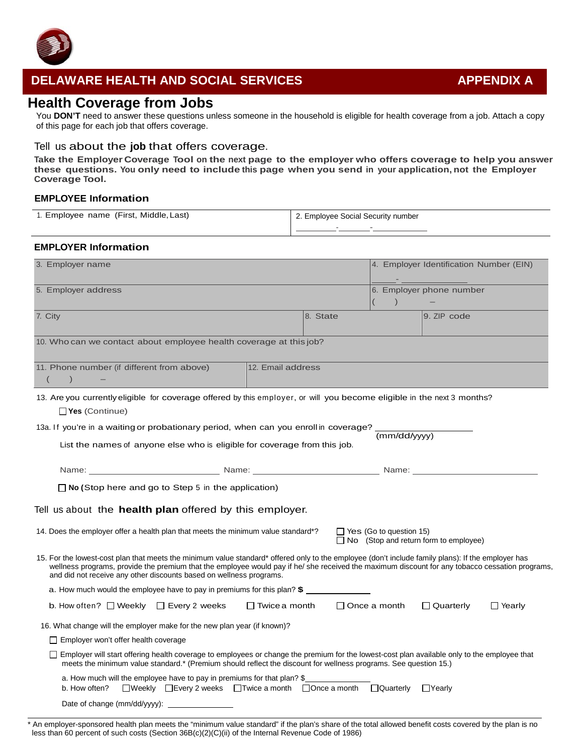## DELAWARE HEALTH AND SOCIAL SERVICES — APPENDIX A

# Health Coverage from Jobs

You **DON'T** need to answer these questions unless someone in the household is eligible for health coverage from a job. Attach a copy of this page for each job that offers coverage.

### Tell us about the **job** that offers coverage.

**Take the Employer Coverage Tool on the next page to the employer who offers coverage to help you answer these questions. You only need to include this page when you send in your application, not the Employer Coverage Tool.**

### EMPLOYEE Information

| 1. Employee name (First, Middle, Last) | 2. Employee Social Security number<br>\_\_\_\_\_\_\_\_-\_\_\_\_\_\_\_-\_\_\_\_\_\_\_\_\_\_\_ |
|---|---|

### EMPLOYER Information

| 3. Employer name | | 4. Employer Identification Number (EIN)<br>\_\_\_\_\_-\_\_\_\_\_\_\_\_\_\_ |
|---|---|---|
| 5. Employer address | | 6. Employer phone number<br>( ) – |
| 7. City | 8. State | 9. ZIP code |
| 10. Who can we contact about employee health coverage at this job? | | |
| 11. Phone number (if different from above)<br>( ) – | 12. Email address | |

13. Are you currently eligible for coverage offered by this employer, or will you become eligible in the next 3 months?

☐ **Yes** (Continue)

13a. If you're in a waiting or probationary period, when can you enroll in coverage? \_\_\_\_\_\_\_\_\_\_\_\_\_\_\_\_\_\_ (mm/dd/yyyy)

List the names of anyone else who is eligible for coverage from this job.

Name: \_\_\_\_\_\_\_\_\_\_\_\_\_\_\_\_\_\_\_\_ Name: \_\_\_\_\_\_\_\_\_\_\_\_\_\_\_\_\_\_\_\_ Name: \_\_\_\_\_\_\_\_\_\_\_\_\_\_\_\_\_\_\_\_

☐ **No (**Stop here and go to Step 5 in the application)

### Tell us about the **health plan** offered by this employer.

14. Does the employer offer a health plan that meets the minimum value standard*?
☐ Yes (Go to question 15)
☐ No (Stop and return form to employee)

15. For the lowest-cost plan that meets the minimum value standard* offered only to the employee (don't include family plans): If the employer has wellness programs, provide the premium that the employee would pay if he/ she received the maximum discount for any tobacco cessation programs, and did not receive any other discounts based on wellness programs.

a. How much would the employee have to pay in premiums for this plan? **$** \_\_\_\_\_\_\_\_\_\_\_\_\_\_

b. How often? ☐ Weekly ☐ Every 2 weeks ☐ Twice a month ☐ Once a month ☐ Quarterly ☐ Yearly

16. What change will the employer make for the new plan year (if known)?

☐ Employer won't offer health coverage

☐ Employer will start offering health coverage to employees or change the premium for the lowest-cost plan available only to the employee that meets the minimum value standard.* (Premium should reflect the discount for wellness programs. See question 15.)

a. How much will the employee have to pay in premiums for that plan? $\_\_\_\_\_\_\_\_\_\_\_\_\_\_
b. How often? ☐Weekly ☐Every 2 weeks ☐Twice a month ☐Once a month ☐Quarterly ☐Yearly

Date of change (mm/dd/yyyy): \_\_\_\_\_\_\_\_\_\_\_\_\_\_

\* An employer-sponsored health plan meets the "minimum value standard" if the plan's share of the total allowed benefit costs covered by the plan is no less than 60 percent of such costs (Section 36B(c)(2)(C)(ii) of the Internal Revenue Code of 1986)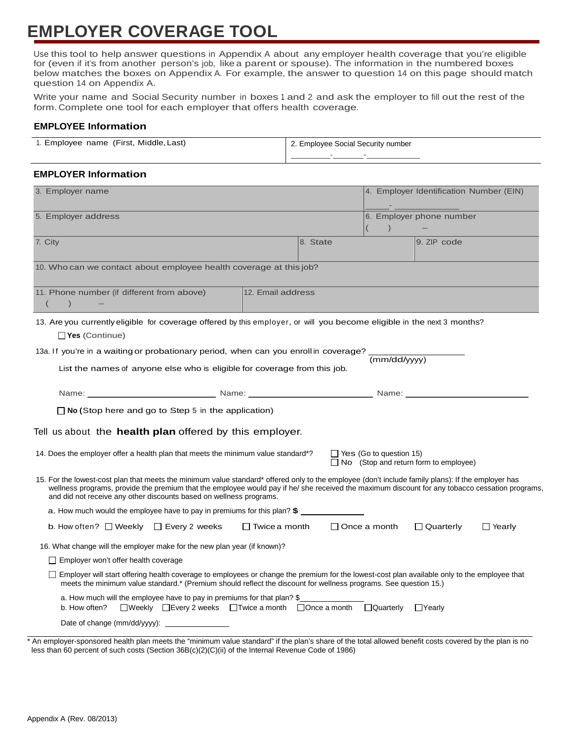# EMPLOYER COVERAGE TOOL

Use this tool to help answer questions in Appendix A about any employer health coverage that you're eligible for (even if it's from another person's job, like a parent or spouse). The information in the numbered boxes below matches the boxes on Appendix A. For example, the answer to question 14 on this page should match question 14 on Appendix A.

Write your name and Social Security number in boxes 1 and 2 and ask the employer to fill out the rest of the form. Complete one tool for each employer that offers health coverage.

### EMPLOYEE Information

| 1. Employee name (First, Middle, Last) | 2. Employee Social Security number<br>\_\_\_\_\_-\_\_\_\_\_-\_\_\_\_\_\_ |
|---|---|

### EMPLOYER Information

| 3. Employer name | | 4. Employer Identification Number (EIN)<br>\_\_\_\_-\_\_\_\_\_\_\_\_ |
|---|---|---|
| 5. Employer address | | 6. Employer phone number<br>( ) – |
| 7. City | 8. State | 9. ZIP code |
| 10. Who can we contact about employee health coverage at this job? | | |
| 11. Phone number (if different from above)<br>( ) – | 12. Email address | |

13. Are you currently eligible for coverage offered by this employer, or will you become eligible in the next 3 months?

☐ **Yes** (Continue)

13a. If you're in a waiting or probationary period, when can you enroll in coverage? \_\_\_\_\_\_\_\_\_\_\_\_ (mm/dd/yyyy)

List the names of anyone else who is eligible for coverage from this job.

Name: \_\_\_\_\_\_\_\_\_\_\_\_ Name: \_\_\_\_\_\_\_\_\_\_\_\_ Name: \_\_\_\_\_\_\_\_\_\_\_\_

☐ **No** (Stop here and go to Step 5 in the application)

Tell us about the **health plan** offered by this employer.

14. Does the employer offer a health plan that meets the minimum value standard*?

☐ Yes (Go to question 15)
☐ No (Stop and return form to employee)

15. For the lowest-cost plan that meets the minimum value standard* offered only to the employee (don't include family plans): If the employer has wellness programs, provide the premium that the employee would pay if he/ she received the maximum discount for any tobacco cessation programs, and did not receive any other discounts based on wellness programs.

a. How much would the employee have to pay in premiums for this plan? **$** \_\_\_\_\_\_\_\_\_\_\_\_

b. How often? ☐ Weekly ☐ Every 2 weeks ☐ Twice a month ☐ Once a month ☐ Quarterly ☐ Yearly

16. What change will the employer make for the new plan year (if known)?

☐ Employer won't offer health coverage

☐ Employer will start offering health coverage to employees or change the premium for the lowest-cost plan available only to the employee that meets the minimum value standard.* (Premium should reflect the discount for wellness programs. See question 15.)

a. How much will the employee have to pay in premiums for that plan? $\_\_\_\_\_\_\_\_\_\_\_\_

b. How often? ☐Weekly ☐Every 2 weeks ☐Twice a month ☐Once a month ☐Quarterly ☐Yearly

Date of change (mm/dd/yyyy): \_\_\_\_\_\_\_\_\_\_\_\_

\* An employer-sponsored health plan meets the "minimum value standard" if the plan's share of the total allowed benefit costs covered by the plan is no less than 60 percent of such costs (Section 36B(c)(2)(C)(ii) of the Internal Revenue Code of 1986)

Appendix A (Rev. 08/2013)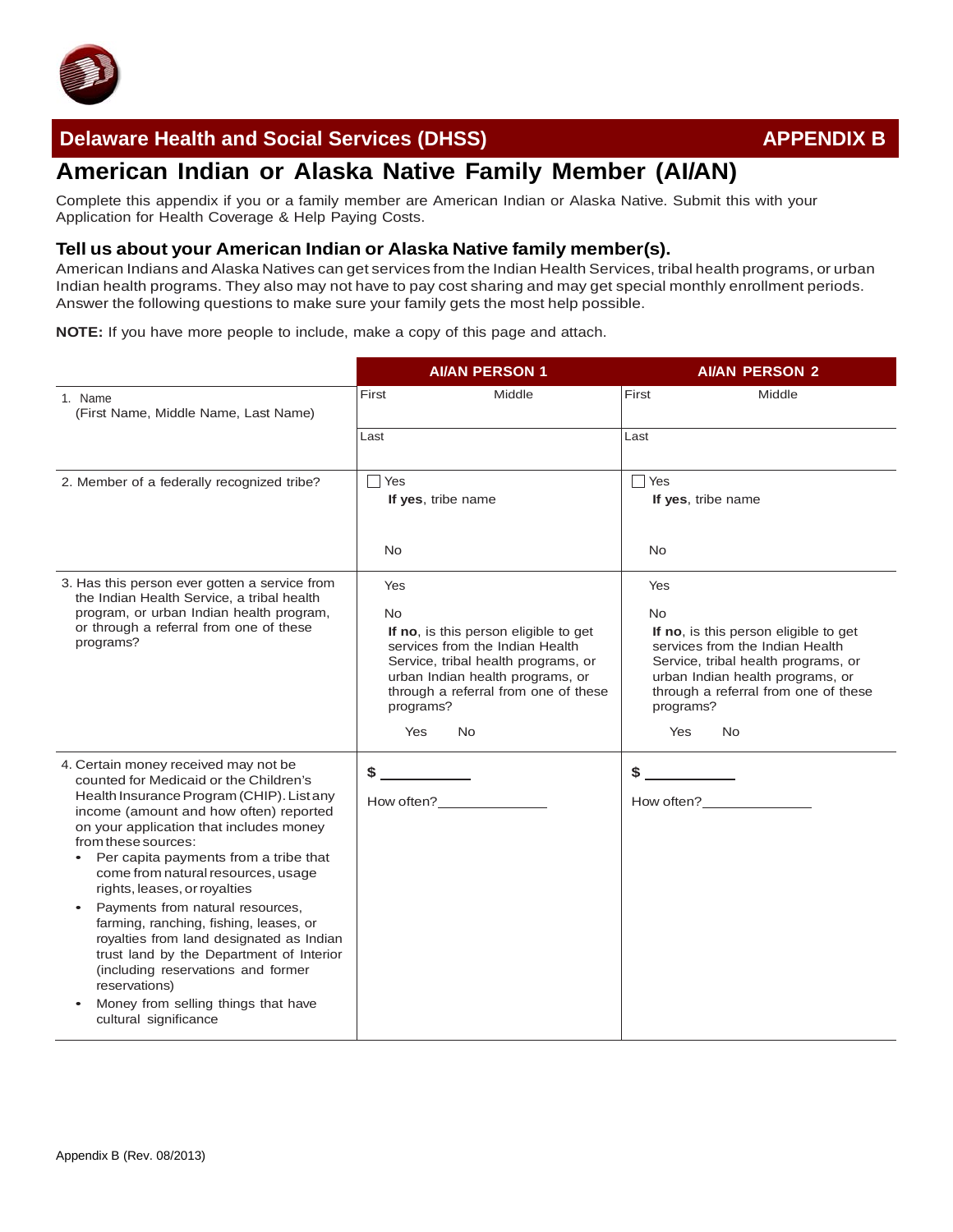## Delaware Health and Social Services (DHSS) — APPENDIX B

# American Indian or Alaska Native Family Member (AI/AN)

Complete this appendix if you or a family member are American Indian or Alaska Native. Submit this with your Application for Health Coverage & Help Paying Costs.

### Tell us about your American Indian or Alaska Native family member(s).

American Indians and Alaska Natives can get services from the Indian Health Services, tribal health programs, or urban Indian health programs. They also may not have to pay cost sharing and may get special monthly enrollment periods. Answer the following questions to make sure your family gets the most help possible.

**NOTE:** If you have more people to include, make a copy of this page and attach.

| | AI/AN PERSON 1 | AI/AN PERSON 2 |
|---|---|---|
| 1. Name (First Name, Middle Name, Last Name) | First Middle<br>Last | First Middle<br>Last |
| 2. Member of a federally recognized tribe? | ☐ Yes **If yes**, tribe name<br>No | ☐ Yes **If yes**, tribe name<br>No |
| 3. Has this person ever gotten a service from the Indian Health Service, a tribal health program, or urban Indian health program, or through a referral from one of these programs? | Yes<br>No<br>**If no**, is this person eligible to get services from the Indian Health Service, tribal health programs, or urban Indian health programs, or through a referral from one of these programs?<br>Yes No | Yes<br>No<br>**If no**, is this person eligible to get services from the Indian Health Service, tribal health programs, or urban Indian health programs, or through a referral from one of these programs?<br>Yes No |
| 4. Certain money received may not be counted for Medicaid or the Children's Health Insurance Program (CHIP). List any income (amount and how often) reported on your application that includes money from these sources:<br>• Per capita payments from a tribe that come from natural resources, usage rights, leases, or royalties<br>• Payments from natural resources, farming, ranching, fishing, leases, or royalties from land designated as Indian trust land by the Department of Interior (including reservations and former reservations)<br>• Money from selling things that have cultural significance | $ ________<br>How often?__________ | $ ________<br>How often?__________ |

Appendix B (Rev. 08/2013)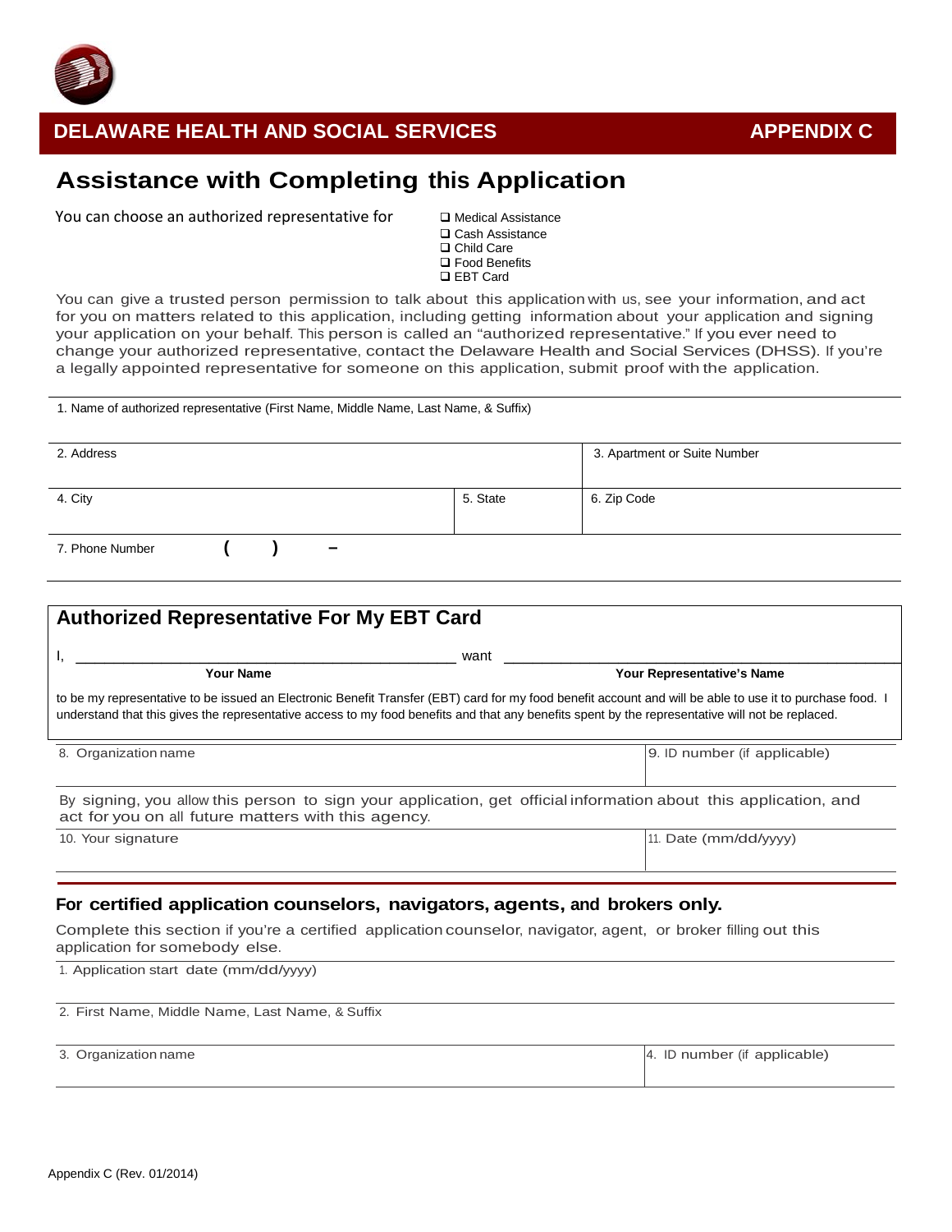DELAWARE HEALTH AND SOCIAL SERVICES — APPENDIX C

# Assistance with Completing this Application

You can choose an authorized representative for

- ❑ Medical Assistance
- ❑ Cash Assistance
- ❑ Child Care
- ❑ Food Benefits
- ❑ EBT Card

You can give a trusted person permission to talk about this application with us, see your information, and act for you on matters related to this application, including getting information about your application and signing your application on your behalf. This person is called an "authorized representative." If you ever need to change your authorized representative, contact the Delaware Health and Social Services (DHSS). If you're a legally appointed representative for someone on this application, submit proof with the application.

1. Name of authorized representative (First Name, Middle Name, Last Name, & Suffix)

| | | |
|---|---|---|
| 2. Address | | 3. Apartment or Suite Number |
| 4. City | 5. State | 6. Zip Code |

7. Phone Number ( ) –

## Authorized Representative For My EBT Card

I, ______________________________ want ______________________________

**Your Name** **Your Representative's Name**

to be my representative to be issued an Electronic Benefit Transfer (EBT) card for my food benefit account and will be able to use it to purchase food. I understand that this gives the representative access to my food benefits and that any benefits spent by the representative will not be replaced.

| | |
|---|---|
| 8. Organization name | 9. ID number (if applicable) |

By signing, you allow this person to sign your application, get official information about this application, and act for you on all future matters with this agency.

| | |
|---|---|
| 10. Your signature | 11. Date (mm/dd/yyyy) |

### For certified application counselors, navigators, agents, and brokers only.

Complete this section if you're a certified application counselor, navigator, agent, or broker filling out this application for somebody else.

1. Application start date (mm/dd/yyyy)

2. First Name, Middle Name, Last Name, & Suffix

| | |
|---|---|
| 3. Organization name | 4. ID number (if applicable) |

Appendix C (Rev. 01/2014)